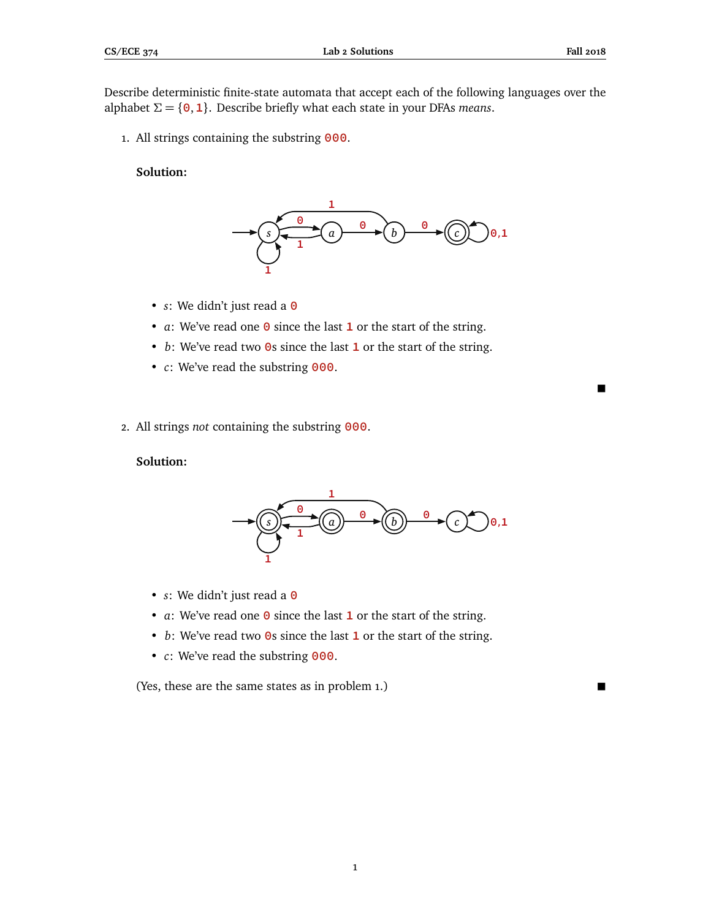Describe deterministic finite-state automata that accept each of the following languages over the alphabet $\Sigma = \{0, 1\}$. Describe briefly what each state in your DFAs *means*.

1. All strings containing the substring 000.

   **Solution:**

   - $s$: We didn't just read a 0
   - $a$: We've read one 0 since the last 1 or the start of the string.
   - $b$: We've read two 0s since the last 1 or the start of the string.
   - $c$: We've read the substring 000.

   ■

2. All strings *not* containing the substring 000.

   **Solution:**

   - $s$: We didn't just read a 0
   - $a$: We've read one 0 since the last 1 or the start of the string.
   - $b$: We've read two 0s since the last 1 or the start of the string.
   - $c$: We've read the substring 000.

   (Yes, these are the same states as in problem 1.)

   ■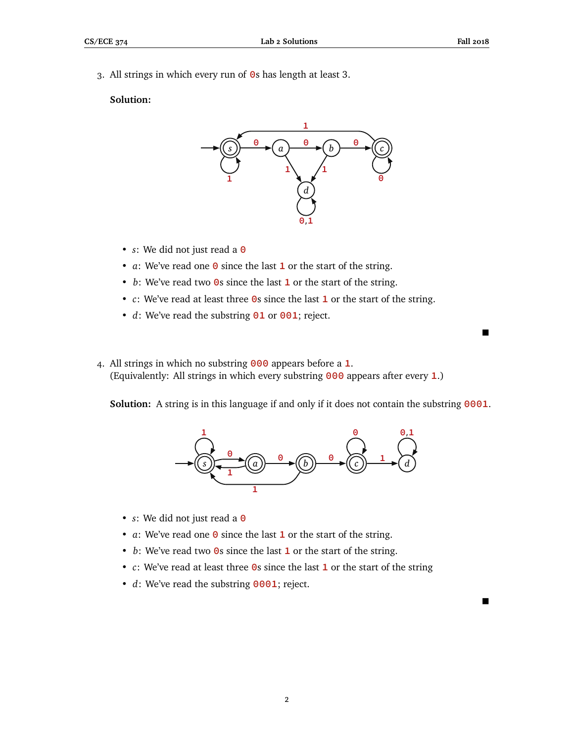3. All strings in which every run of `0`s has length at least 3.

   **Solution:**

   - $s$: We did not just read a `0`
   - $a$: We've read one `0` since the last `1` or the start of the string.
   - $b$: We've read two `0`s since the last `1` or the start of the string.
   - $c$: We've read at least three `0`s since the last `1` or the start of the string.
   - $d$: We've read the substring `01` or `001`; reject.

   ■

4. All strings in which no substring `000` appears before a `1`.
   (Equivalently: All strings in which every substring `000` appears after every `1`.)

   **Solution:** A string is in this language if and only if it does not contain the substring `0001`.

   - $s$: We did not just read a `0`
   - $a$: We've read one `0` since the last `1` or the start of the string.
   - $b$: We've read two `0`s since the last `1` or the start of the string.
   - $c$: We've read at least three `0`s since the last `1` or the start of the string
   - $d$: We've read the substring `0001`; reject.

   ■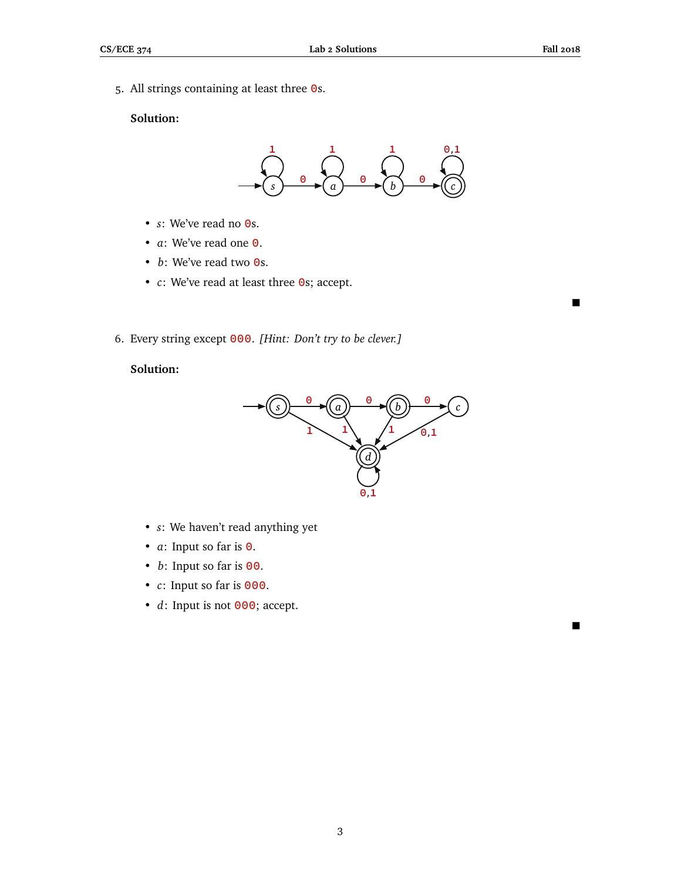5. All strings containing at least three `0`s.

   **Solution:**

   - $s$: We've read no `0`s.
   - $a$: We've read one `0`.
   - $b$: We've read two `0`s.
   - $c$: We've read at least three `0`s; accept.

   ■

6. Every string except `000`. *[Hint: Don't try to be clever.]*

   **Solution:**

   - $s$: We haven't read anything yet
   - $a$: Input so far is `0`.
   - $b$: Input so far is `00`.
   - $c$: Input so far is `000`.
   - $d$: Input is not `000`; accept.

   ■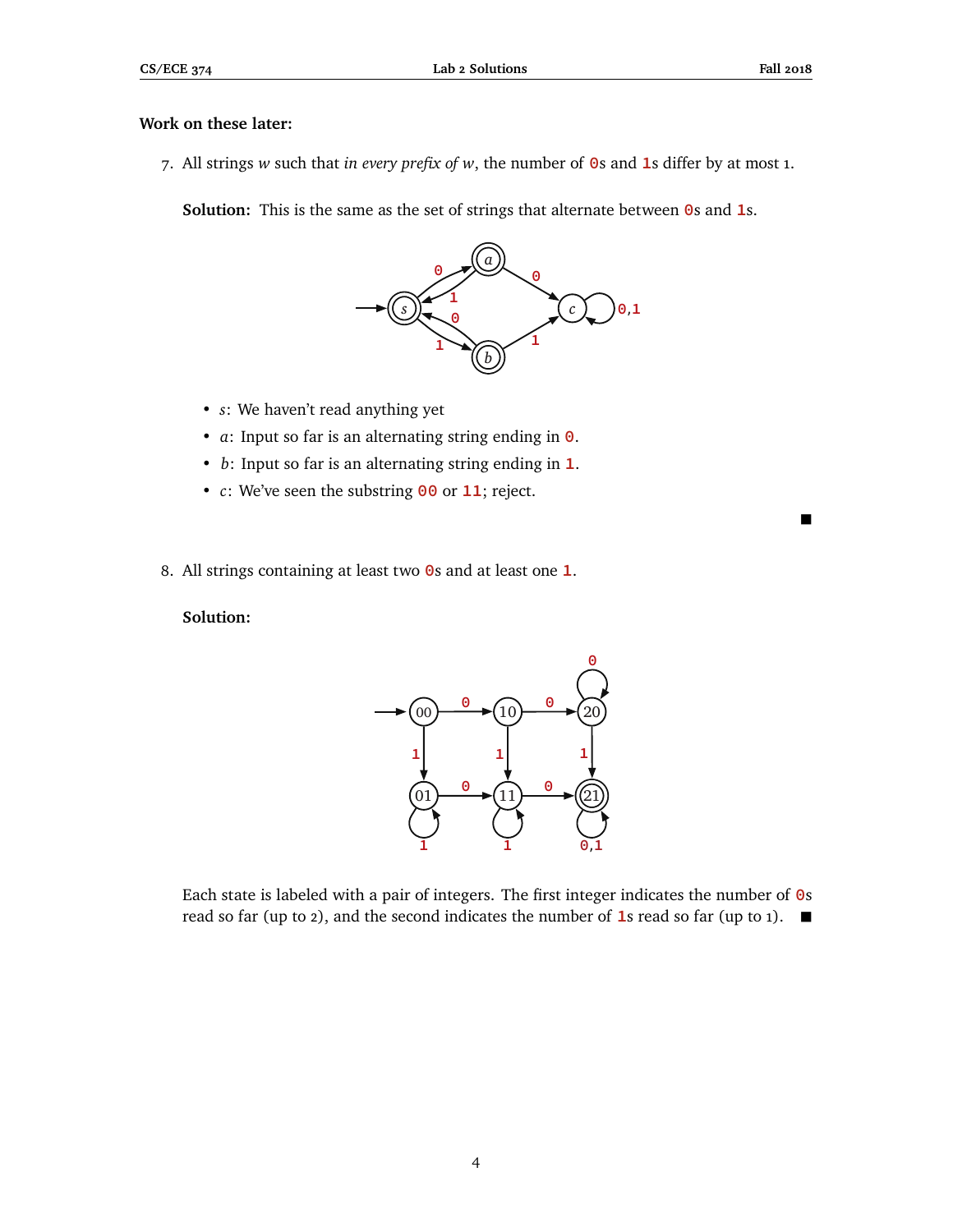**Work on these later:**

7. All strings $w$ such that *in every prefix of* $w$, the number of `0`s and `1`s differ by at most 1.

   **Solution:** This is the same as the set of strings that alternate between `0`s and `1`s.

   - $s$: We haven't read anything yet
   - $a$: Input so far is an alternating string ending in `0`.
   - $b$: Input so far is an alternating string ending in `1`.
   - $c$: We've seen the substring `00` or `11`; reject.

   ■

8. All strings containing at least two `0`s and at least one `1`.

   **Solution:**

   Each state is labeled with a pair of integers. The first integer indicates the number of `0`s read so far (up to 2), and the second indicates the number of `1`s read so far (up to 1). ■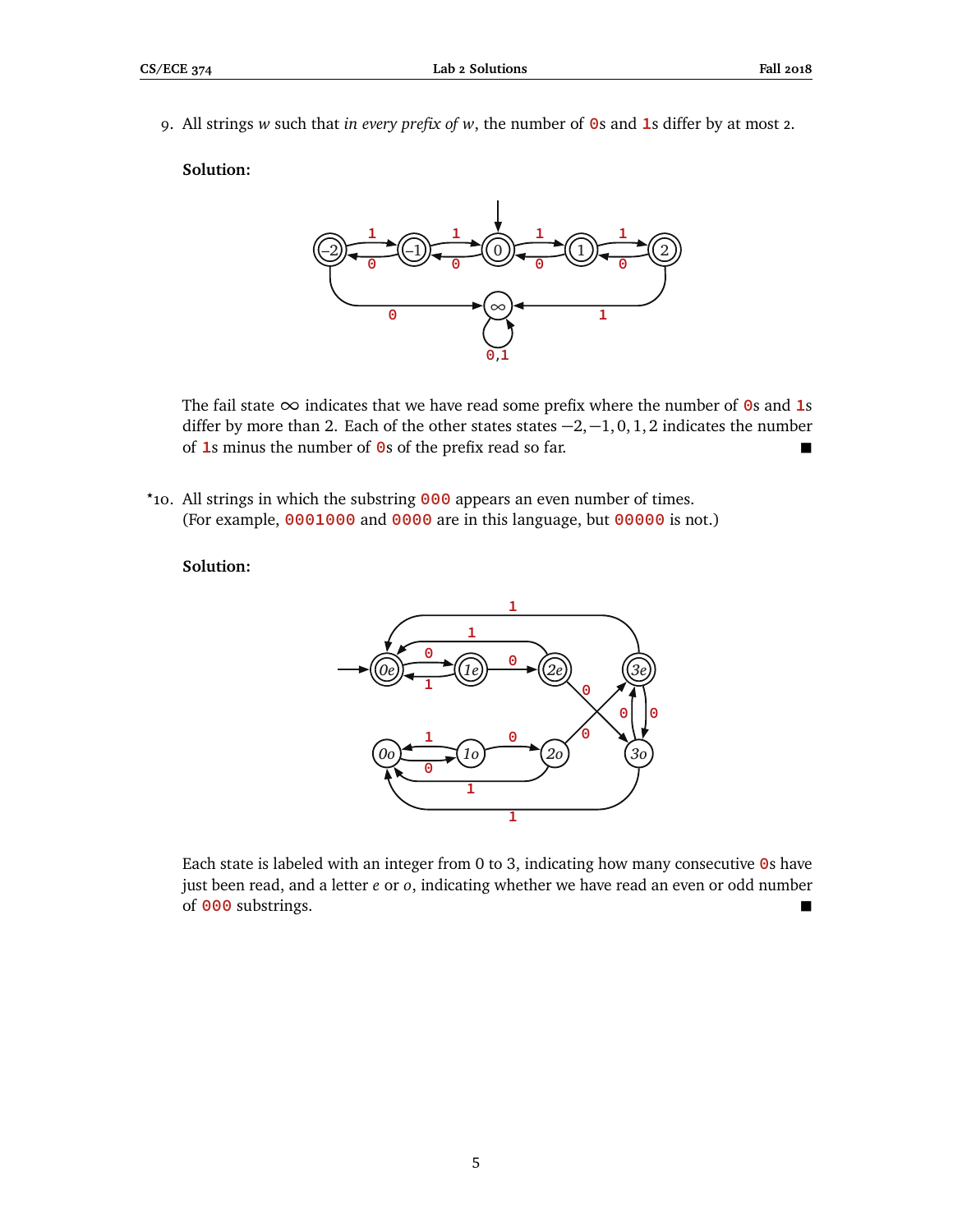9. All strings $w$ such that *in every prefix of* $w$, the number of `0`s and `1`s differ by at most 2.

 **Solution:**

 The fail state $\infty$ indicates that we have read some prefix where the number of `0`s and `1`s differ by more than 2. Each of the other states states $-2, -1, 0, 1, 2$ indicates the number of `1`s minus the number of `0`s of the prefix read so far. ■

*10. All strings in which the substring `000` appears an even number of times.
 (For example, `0001000` and `0000` are in this language, but `00000` is not.)

 **Solution:**

 Each state is labeled with an integer from 0 to 3, indicating how many consecutive `0`s have just been read, and a letter $e$ or $o$, indicating whether we have read an even or odd number of `000` substrings. ■